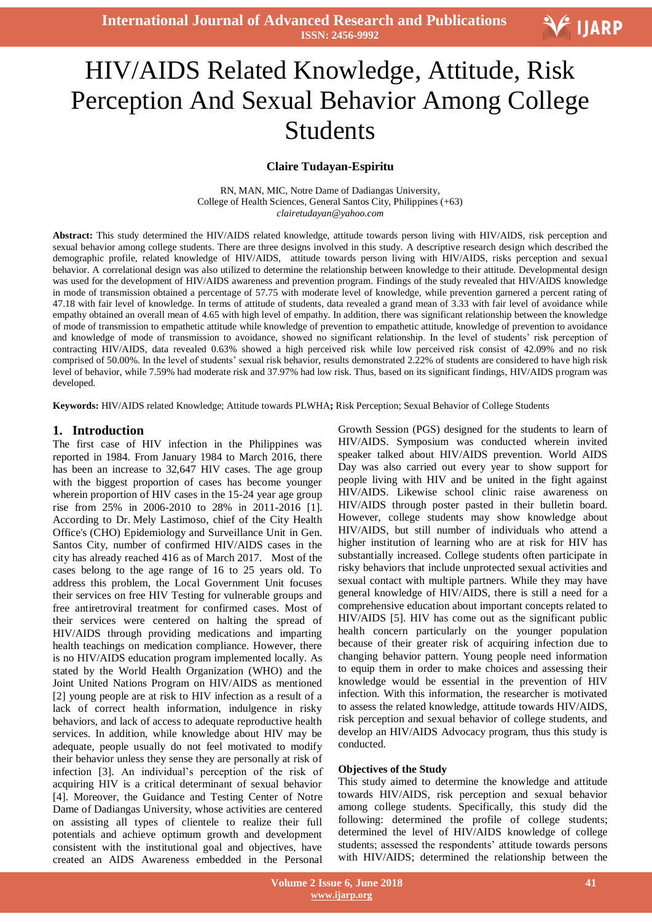# HIV/AIDS Related Knowledge, Attitude, Risk Perception And Sexual Behavior Among College Students

**Claire Tudayan-Espiritu**

RN, MAN, MIC, Notre Dame of Dadiangas University,
College of Health Sciences, General Santos City, Philippines (+63)
*clairetudayan@yahoo.com*

**Abstract:** This study determined the HIV/AIDS related knowledge, attitude towards person living with HIV/AIDS, risk perception and sexual behavior among college students. There are three designs involved in this study. A descriptive research design which described the demographic profile, related knowledge of HIV/AIDS, attitude towards person living with HIV/AIDS, risks perception and sexual behavior. A correlational design was also utilized to determine the relationship between knowledge to their attitude. Developmental design was used for the development of HIV/AIDS awareness and prevention program. Findings of the study revealed that HIV/AIDS knowledge in mode of transmission obtained a percentage of 57.75 with moderate level of knowledge, while prevention garnered a percent rating of 47.18 with fair level of knowledge. In terms of attitude of students, data revealed a grand mean of 3.33 with fair level of avoidance while empathy obtained an overall mean of 4.65 with high level of empathy. In addition, there was significant relationship between the knowledge of mode of transmission to empathetic attitude while knowledge of prevention to empathetic attitude, knowledge of prevention to avoidance and knowledge of mode of transmission to avoidance, showed no significant relationship. In the level of students' risk perception of contracting HIV/AIDS, data revealed 0.63% showed a high perceived risk while low perceived risk consist of 42.09% and no risk comprised of 50.00%. In the level of students' sexual risk behavior, results demonstrated 2.22% of students are considered to have high risk level of behavior, while 7.59% had moderate risk and 37.97% had low risk. Thus, based on its significant findings, HIV/AIDS program was developed.

**Keywords:** HIV/AIDS related Knowledge; Attitude towards PLWHA**;** Risk Perception; Sexual Behavior of College Students

## 1. Introduction

The first case of HIV infection in the Philippines was reported in 1984. From January 1984 to March 2016, there has been an increase to 32,647 HIV cases. The age group with the biggest proportion of cases has become younger wherein proportion of HIV cases in the 15-24 year age group rise from 25% in 2006-2010 to 28% in 2011-2016 [1]. According to Dr. Mely Lastimoso, chief of the City Health Office's (CHO) Epidemiology and Surveillance Unit in Gen. Santos City, number of confirmed HIV/AIDS cases in the city has already reached 416 as of March 2017. Most of the cases belong to the age range of 16 to 25 years old. To address this problem, the Local Government Unit focuses their services on free HIV Testing for vulnerable groups and free antiretroviral treatment for confirmed cases. Most of their services were centered on halting the spread of HIV/AIDS through providing medications and imparting health teachings on medication compliance. However, there is no HIV/AIDS education program implemented locally. As stated by the World Health Organization (WHO) and the Joint United Nations Program on HIV/AIDS as mentioned [2] young people are at risk to HIV infection as a result of a lack of correct health information, indulgence in risky behaviors, and lack of access to adequate reproductive health services. In addition, while knowledge about HIV may be adequate, people usually do not feel motivated to modify their behavior unless they sense they are personally at risk of infection [3]. An individual's perception of the risk of acquiring HIV is a critical determinant of sexual behavior [4]. Moreover, the Guidance and Testing Center of Notre Dame of Dadiangas University, whose activities are centered on assisting all types of clientele to realize their full potentials and achieve optimum growth and development consistent with the institutional goal and objectives, have created an AIDS Awareness embedded in the Personal Growth Session (PGS) designed for the students to learn of HIV/AIDS. Symposium was conducted wherein invited speaker talked about HIV/AIDS prevention. World AIDS Day was also carried out every year to show support for people living with HIV and be united in the fight against HIV/AIDS. Likewise school clinic raise awareness on HIV/AIDS through poster pasted in their bulletin board. However, college students may show knowledge about HIV/AIDS, but still number of individuals who attend a higher institution of learning who are at risk for HIV has substantially increased. College students often participate in risky behaviors that include unprotected sexual activities and sexual contact with multiple partners. While they may have general knowledge of HIV/AIDS, there is still a need for a comprehensive education about important concepts related to HIV/AIDS [5]. HIV has come out as the significant public health concern particularly on the younger population because of their greater risk of acquiring infection due to changing behavior pattern. Young people need information to equip them in order to make choices and assessing their knowledge would be essential in the prevention of HIV infection. With this information, the researcher is motivated to assess the related knowledge, attitude towards HIV/AIDS, risk perception and sexual behavior of college students, and develop an HIV/AIDS Advocacy program, thus this study is conducted.

### Objectives of the Study

This study aimed to determine the knowledge and attitude towards HIV/AIDS, risk perception and sexual behavior among college students. Specifically, this study did the following: determined the profile of college students; determined the level of HIV/AIDS knowledge of college students; assessed the respondents' attitude towards persons with HIV/AIDS; determined the relationship between the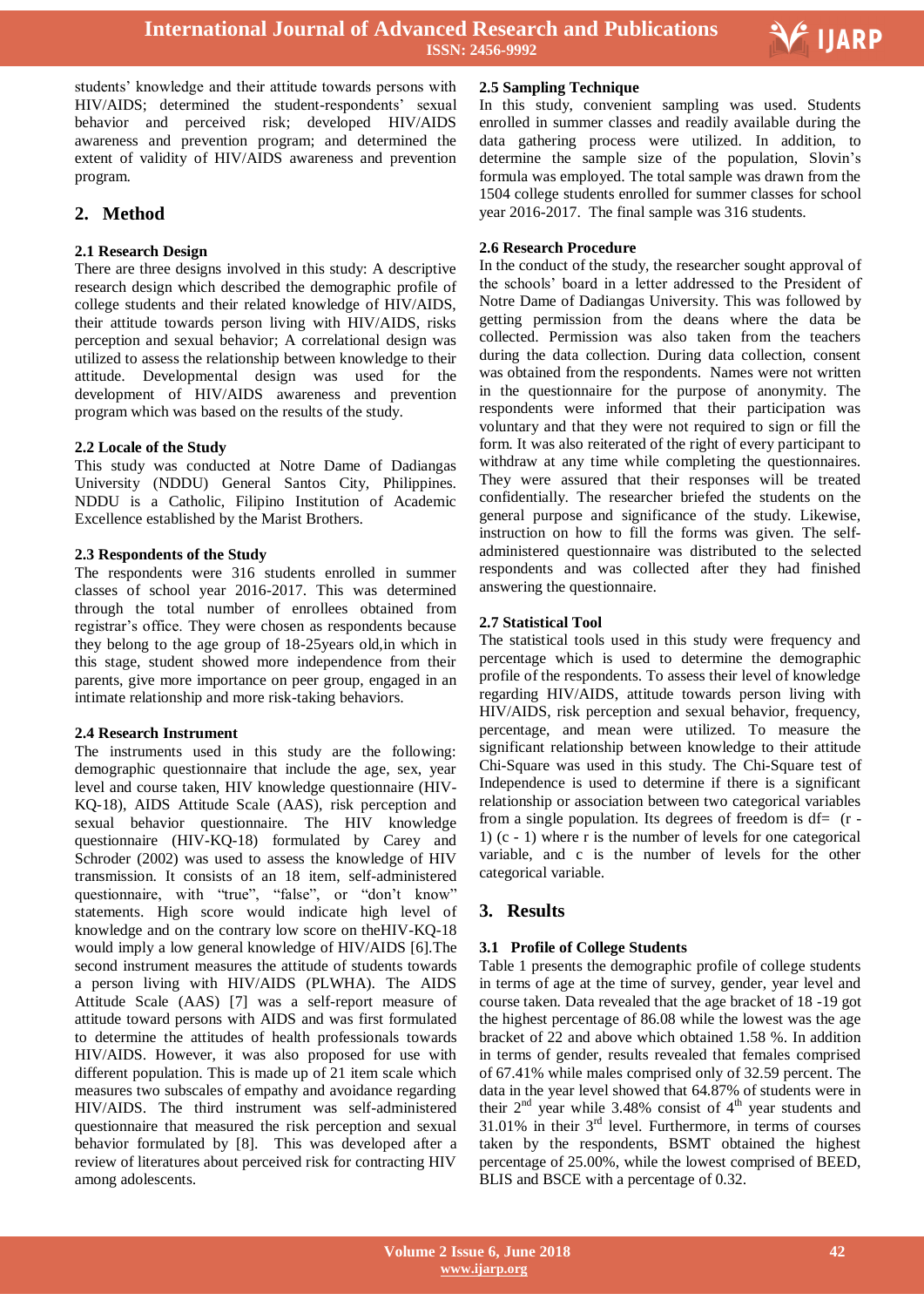students' knowledge and their attitude towards persons with HIV/AIDS; determined the student-respondents' sexual behavior and perceived risk; developed HIV/AIDS awareness and prevention program; and determined the extent of validity of HIV/AIDS awareness and prevention program.

## 2. Method

### 2.1 Research Design

There are three designs involved in this study: A descriptive research design which described the demographic profile of college students and their related knowledge of HIV/AIDS, their attitude towards person living with HIV/AIDS, risks perception and sexual behavior; A correlational design was utilized to assess the relationship between knowledge to their attitude. Developmental design was used for the development of HIV/AIDS awareness and prevention program which was based on the results of the study.

### 2.2 Locale of the Study

This study was conducted at Notre Dame of Dadiangas University (NDDU) General Santos City, Philippines. NDDU is a Catholic, Filipino Institution of Academic Excellence established by the Marist Brothers.

### 2.3 Respondents of the Study

The respondents were 316 students enrolled in summer classes of school year 2016-2017. This was determined through the total number of enrollees obtained from registrar's office. They were chosen as respondents because they belong to the age group of 18-25years old,in which in this stage, student showed more independence from their parents, give more importance on peer group, engaged in an intimate relationship and more risk-taking behaviors.

### 2.4 Research Instrument

The instruments used in this study are the following: demographic questionnaire that include the age, sex, year level and course taken, HIV knowledge questionnaire (HIV-KQ-18), AIDS Attitude Scale (AAS), risk perception and sexual behavior questionnaire. The HIV knowledge questionnaire (HIV-KQ-18) formulated by Carey and Schroder (2002) was used to assess the knowledge of HIV transmission. It consists of an 18 item, self-administered questionnaire, with "true", "false", or "don't know" statements. High score would indicate high level of knowledge and on the contrary low score on theHIV-KQ-18 would imply a low general knowledge of HIV/AIDS [6].The second instrument measures the attitude of students towards a person living with HIV/AIDS (PLWHA). The AIDS Attitude Scale (AAS) [7] was a self-report measure of attitude toward persons with AIDS and was first formulated to determine the attitudes of health professionals towards HIV/AIDS. However, it was also proposed for use with different population. This is made up of 21 item scale which measures two subscales of empathy and avoidance regarding HIV/AIDS. The third instrument was self-administered questionnaire that measured the risk perception and sexual behavior formulated by [8]. This was developed after a review of literatures about perceived risk for contracting HIV among adolescents.

### 2.5 Sampling Technique

In this study, convenient sampling was used. Students enrolled in summer classes and readily available during the data gathering process were utilized. In addition, to determine the sample size of the population, Slovin's formula was employed. The total sample was drawn from the 1504 college students enrolled for summer classes for school year 2016-2017. The final sample was 316 students.

### 2.6 Research Procedure

In the conduct of the study, the researcher sought approval of the schools' board in a letter addressed to the President of Notre Dame of Dadiangas University. This was followed by getting permission from the deans where the data be collected. Permission was also taken from the teachers during the data collection. During data collection, consent was obtained from the respondents. Names were not written in the questionnaire for the purpose of anonymity. The respondents were informed that their participation was voluntary and that they were not required to sign or fill the form. It was also reiterated of the right of every participant to withdraw at any time while completing the questionnaires. They were assured that their responses will be treated confidentially. The researcher briefed the students on the general purpose and significance of the study. Likewise, instruction on how to fill the forms was given. The self-administered questionnaire was distributed to the selected respondents and was collected after they had finished answering the questionnaire.

### 2.7 Statistical Tool

The statistical tools used in this study were frequency and percentage which is used to determine the demographic profile of the respondents. To assess their level of knowledge regarding HIV/AIDS, attitude towards person living with HIV/AIDS, risk perception and sexual behavior, frequency, percentage, and mean were utilized. To measure the significant relationship between knowledge to their attitude Chi-Square was used in this study. The Chi-Square test of Independence is used to determine if there is a significant relationship or association between two categorical variables from a single population. Its degrees of freedom is df= $(r - 1)(c - 1)$ where r is the number of levels for one categorical variable, and c is the number of levels for the other categorical variable.

## 3. Results

### 3.1 Profile of College Students

Table 1 presents the demographic profile of college students in terms of age at the time of survey, gender, year level and course taken. Data revealed that the age bracket of 18 -19 got the highest percentage of 86.08 while the lowest was the age bracket of 22 and above which obtained 1.58 %. In addition in terms of gender, results revealed that females comprised of 67.41% while males comprised only of 32.59 percent. The data in the year level showed that 64.87% of students were in their 2nd year while 3.48% consist of 4th year students and 31.01% in their 3rd level. Furthermore, in terms of courses taken by the respondents, BSMT obtained the highest percentage of 25.00%, while the lowest comprised of BEED, BLIS and BSCE with a percentage of 0.32.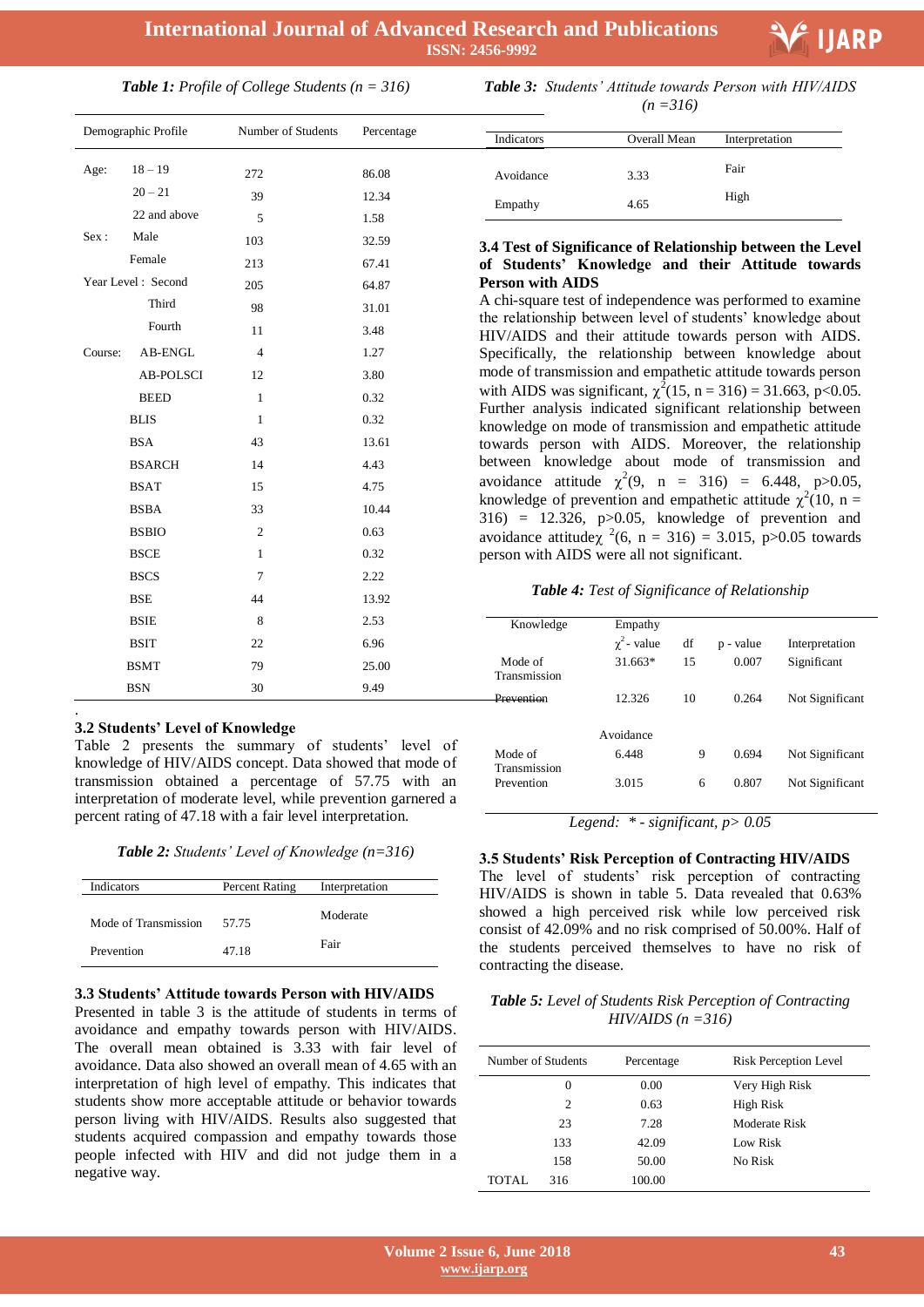***Table 1:** Profile of College Students (n = 316)*

| Demographic Profile | | Number of Students | Percentage |
|---|---|---|---|
| Age: | 18 – 19 | 272 | 86.08 |
| | 20 – 21 | 39 | 12.34 |
| | 22 and above | 5 | 1.58 |
| Sex : | Male | 103 | 32.59 |
| | Female | 213 | 67.41 |
| Year Level : | Second | 205 | 64.87 |
| | Third | 98 | 31.01 |
| | Fourth | 11 | 3.48 |
| Course: | AB-ENGL | 4 | 1.27 |
| | AB-POLSCI | 12 | 3.80 |
| | BEED | 1 | 0.32 |
| | BLIS | 1 | 0.32 |
| | BSA | 43 | 13.61 |
| | BSARCH | 14 | 4.43 |
| | BSAT | 15 | 4.75 |
| | BSBA | 33 | 10.44 |
| | BSBIO | 2 | 0.63 |
| | BSCE | 1 | 0.32 |
| | BSCS | 7 | 2.22 |
| | BSE | 44 | 13.92 |
| | BSIE | 8 | 2.53 |
| | BSIT | 22 | 6.96 |
| | BSMT | 79 | 25.00 |
| | BSN | 30 | 9.49 |

### 3.2 Students' Level of Knowledge

Table 2 presents the summary of students' level of knowledge of HIV/AIDS concept. Data showed that mode of transmission obtained a percentage of 57.75 with an interpretation of moderate level, while prevention garnered a percent rating of 47.18 with a fair level interpretation.

***Table 2:** Students' Level of Knowledge (n=316)*

| Indicators | Percent Rating | Interpretation |
|---|---|---|
| Mode of Transmission | 57.75 | Moderate |
| Prevention | 47.18 | Fair |

### 3.3 Students' Attitude towards Person with HIV/AIDS

Presented in table 3 is the attitude of students in terms of avoidance and empathy towards person with HIV/AIDS. The overall mean obtained is 3.33 with fair level of avoidance. Data also showed an overall mean of 4.65 with an interpretation of high level of empathy. This indicates that students show more acceptable attitude or behavior towards person living with HIV/AIDS. Results also suggested that students acquired compassion and empathy towards those people infected with HIV and did not judge them in a negative way.

***Table 3:** Students' Attitude towards Person with HIV/AIDS (n =316)*

| Indicators | Overall Mean | Interpretation |
|---|---|---|
| Avoidance | 3.33 | Fair |
| Empathy | 4.65 | High |

### 3.4 Test of Significance of Relationship between the Level of Students' Knowledge and their Attitude towards Person with AIDS

A chi-square test of independence was performed to examine the relationship between level of students' knowledge about HIV/AIDS and their attitude towards person with AIDS. Specifically, the relationship between knowledge about mode of transmission and empathetic attitude towards person with AIDS was significant, $\chi^2(15, n = 316) = 31.663$, $p<0.05$. Further analysis indicated significant relationship between knowledge on mode of transmission and empathetic attitude towards person with AIDS. Moreover, the relationship between knowledge about mode of transmission and avoidance attitude $\chi^2(9, n = 316) = 6.448$, $p>0.05$, knowledge of prevention and empathetic attitude $\chi^2(10, n = 316) = 12.326$, $p>0.05$, knowledge of prevention and avoidance attitude$\chi^2(6, n = 316) = 3.015$, $p>0.05$ towards person with AIDS were all not significant.

***Table 4:** Test of Significance of Relationship*

| Knowledge | Empathy | | | |
|---|---|---|---|---|
| | $\chi^2$ - value | df | p - value | Interpretation |
| Mode of Transmission | 31.663* | 15 | 0.007 | Significant |
| Prevention | 12.326 | 10 | 0.264 | Not Significant |
| | Avoidance | | | |
| Mode of Transmission | 6.448 | 9 | 0.694 | Not Significant |
| Prevention | 3.015 | 6 | 0.807 | Not Significant |

*Legend: * - significant, p> 0.05*

### 3.5 Students' Risk Perception of Contracting HIV/AIDS

The level of students' risk perception of contracting HIV/AIDS is shown in table 5. Data revealed that 0.63% showed a high perceived risk while low perceived risk consist of 42.09% and no risk comprised of 50.00%. Half of the students perceived themselves to have no risk of contracting the disease.

***Table 5:** Level of Students Risk Perception of Contracting HIV/AIDS (n =316)*

| Number of Students | Percentage | Risk Perception Level |
|---|---|---|
| 0 | 0.00 | Very High Risk |
| 2 | 0.63 | High Risk |
| 23 | 7.28 | Moderate Risk |
| 133 | 42.09 | Low Risk |
| 158 | 50.00 | No Risk |
| TOTAL 316 | 100.00 | |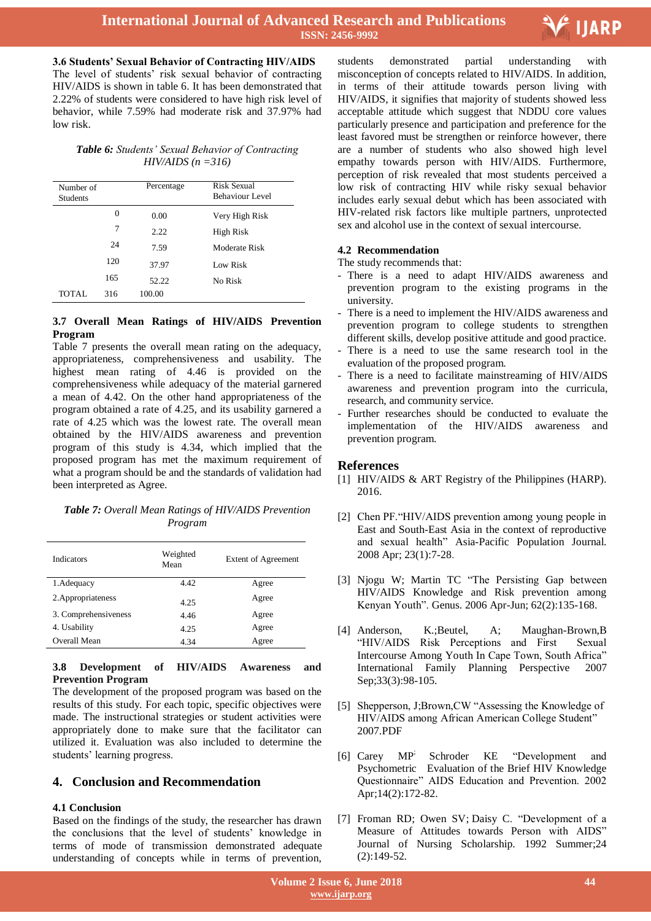### 3.6 Students' Sexual Behavior of Contracting HIV/AIDS

The level of students' risk sexual behavior of contracting HIV/AIDS is shown in table 6. It has been demonstrated that 2.22% of students were considered to have high risk level of behavior, while 7.59% had moderate risk and 37.97% had low risk.

***Table 6:*** *Students' Sexual Behavior of Contracting HIV/AIDS (n =316)*

| Number of Students | | Percentage | Risk Sexual Behaviour Level |
|---|---|---|---|
| | 0 | 0.00 | Very High Risk |
| | 7 | 2.22 | High Risk |
| | 24 | 7.59 | Moderate Risk |
| | 120 | 37.97 | Low Risk |
| | 165 | 52.22 | No Risk |
| TOTAL | 316 | 100.00 | |

### 3.7 Overall Mean Ratings of HIV/AIDS Prevention Program

Table 7 presents the overall mean rating on the adequacy, appropriateness, comprehensiveness and usability. The highest mean rating of 4.46 is provided on the comprehensiveness while adequacy of the material garnered a mean of 4.42. On the other hand appropriateness of the program obtained a rate of 4.25, and its usability garnered a rate of 4.25 which was the lowest rate. The overall mean obtained by the HIV/AIDS awareness and prevention program of this study is 4.34, which implied that the proposed program has met the maximum requirement of what a program should be and the standards of validation had been interpreted as Agree.

***Table 7:*** *Overall Mean Ratings of HIV/AIDS Prevention Program*

| Indicators | Weighted Mean | Extent of Agreement |
|---|---|---|
| 1.Adequacy | 4.42 | Agree |
| 2.Appropriateness | 4.25 | Agree |
| 3. Comprehensiveness | 4.46 | Agree |
| 4. Usability | 4.25 | Agree |
| Overall Mean | 4.34 | Agree |

### 3.8 Development of HIV/AIDS Awareness and Prevention Program

The development of the proposed program was based on the results of this study. For each topic, specific objectives were made. The instructional strategies or student activities were appropriately done to make sure that the facilitator can utilized it. Evaluation was also included to determine the students' learning progress.

## 4. Conclusion and Recommendation

### 4.1 Conclusion

Based on the findings of the study, the researcher has drawn the conclusions that the level of students' knowledge in terms of mode of transmission demonstrated adequate understanding of concepts while in terms of prevention, students demonstrated partial understanding with misconception of concepts related to HIV/AIDS. In addition, in terms of their attitude towards person living with HIV/AIDS, it signifies that majority of students showed less acceptable attitude which suggest that NDDU core values particularly presence and participation and preference for the least favored must be strengthen or reinforce however, there are a number of students who also showed high level empathy towards person with HIV/AIDS. Furthermore, perception of risk revealed that most students perceived a low risk of contracting HIV while risky sexual behavior includes early sexual debut which has been associated with HIV-related risk factors like multiple partners, unprotected sex and alcohol use in the context of sexual intercourse.

### 4.2 Recommendation

The study recommends that:

- There is a need to adapt HIV/AIDS awareness and prevention program to the existing programs in the university.
- There is a need to implement the HIV/AIDS awareness and prevention program to college students to strengthen different skills, develop positive attitude and good practice.
- There is a need to use the same research tool in the evaluation of the proposed program.
- There is a need to facilitate mainstreaming of HIV/AIDS awareness and prevention program into the curricula, research, and community service.
- Further researches should be conducted to evaluate the implementation of the HIV/AIDS awareness and prevention program.

## References

[1] HIV/AIDS & ART Registry of the Philippines (HARP). 2016.

[2] Chen PF."HIV/AIDS prevention among young people in East and South-East Asia in the context of reproductive and sexual health" Asia-Pacific Population Journal. 2008 Apr; 23(1):7-28.

[3] Njogu W; Martin TC "The Persisting Gap between HIV/AIDS Knowledge and Risk prevention among Kenyan Youth". Genus. 2006 Apr-Jun; 62(2):135-168.

[4] Anderson, K.;Beutel, A; Maughan-Brown,B "HIV/AIDS Risk Perceptions and First Sexual Intercourse Among Youth In Cape Town, South Africa" International Family Planning Perspective 2007 Sep;33(3):98-105.

[5] Shepperson, J;Brown,CW "Assessing the Knowledge of HIV/AIDS among African American College Student" 2007.PDF

[6] Carey MP; Schroder KE "Development and Psychometric Evaluation of the Brief HIV Knowledge Questionnaire" AIDS Education and Prevention. 2002 Apr;14(2):172-82.

[7] Froman RD; Owen SV; Daisy C. "Development of a Measure of Attitudes towards Person with AIDS" Journal of Nursing Scholarship. 1992 Summer;24 (2):149-52.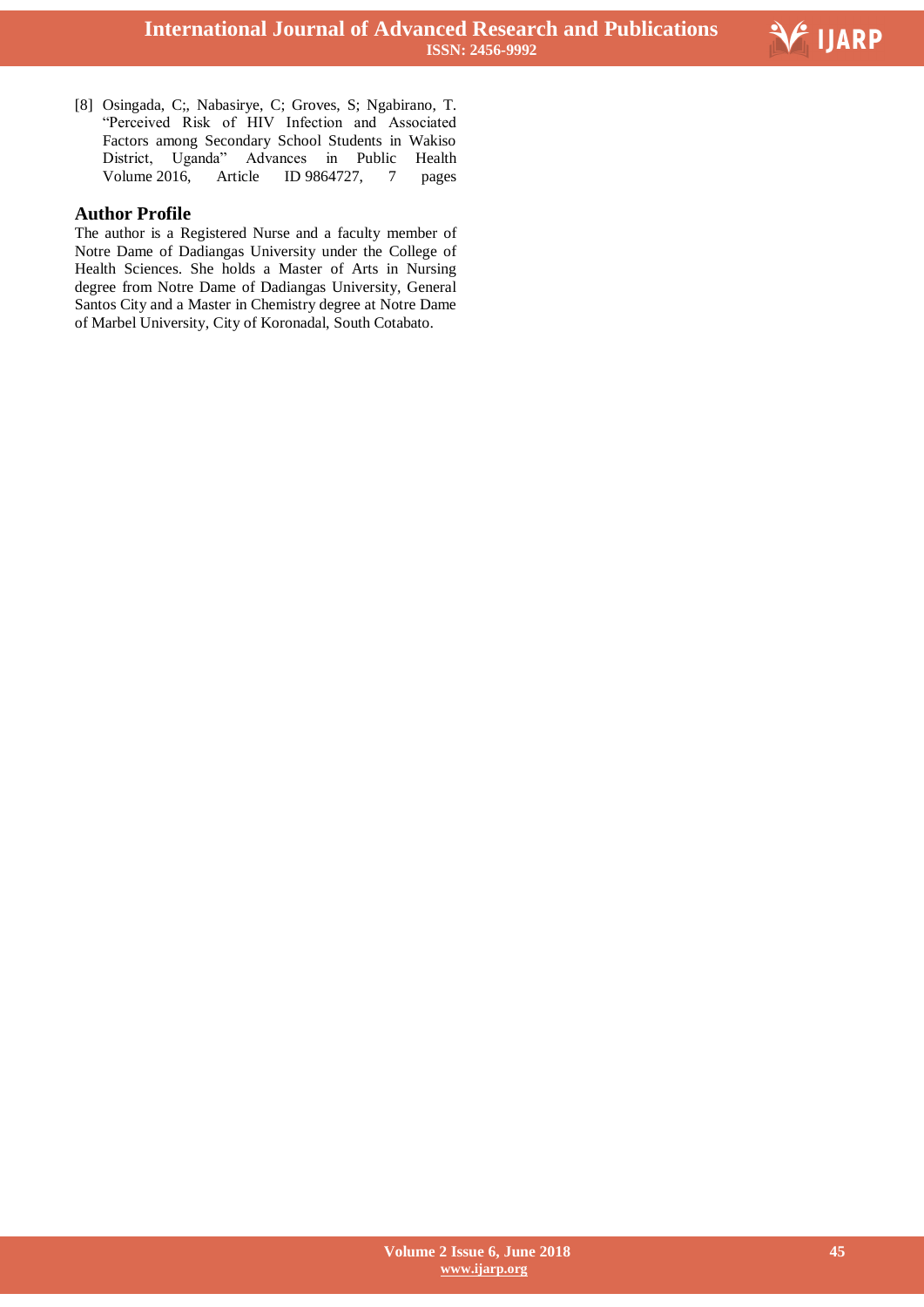[8] Osingada, C;, Nabasirye, C; Groves, S; Ngabirano, T. "Perceived Risk of HIV Infection and Associated Factors among Secondary School Students in Wakiso District, Uganda" Advances in Public Health Volume 2016, Article ID 9864727, 7 pages

## Author Profile

The author is a Registered Nurse and a faculty member of Notre Dame of Dadiangas University under the College of Health Sciences. She holds a Master of Arts in Nursing degree from Notre Dame of Dadiangas University, General Santos City and a Master in Chemistry degree at Notre Dame of Marbel University, City of Koronadal, South Cotabato.